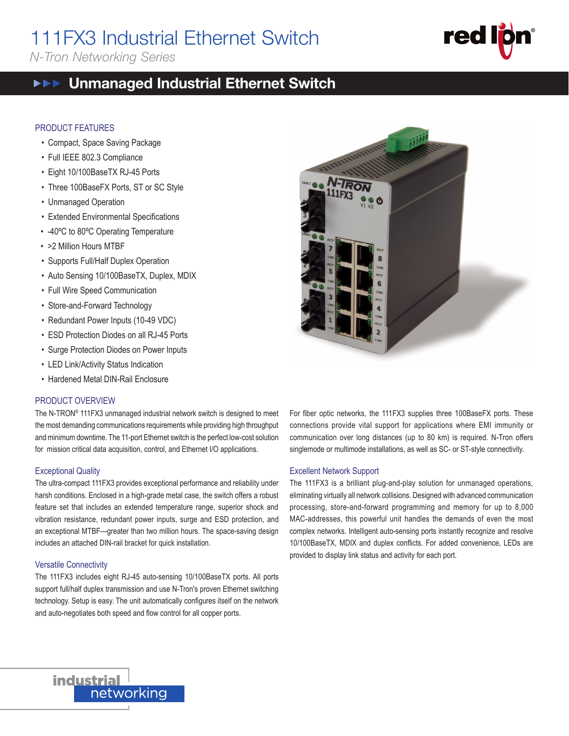# 111FX3 Industrial Ethernet Switch

*N-Tron Networking Series*

## Unmanaged Industrial Ethernet Switch

### PRODUCT FEATURES

- Compact, Space Saving Package
- Full IEEE 802.3 Compliance
- Eight 10/100BaseTX RJ-45 Ports
- Three 100BaseFX Ports, ST or SC Style
- Unmanaged Operation
- Extended Environmental Specifications
- -40ºC to 80ºC Operating Temperature
- >2 Million Hours MTBF
- Supports Full/Half Duplex Operation
- Auto Sensing 10/100BaseTX, Duplex, MDIX
- Full Wire Speed Communication
- Store-and-Forward Technology
- Redundant Power Inputs (10-49 VDC)
- ESD Protection Diodes on all RJ-45 Ports
- Surge Protection Diodes on Power Inputs
- LED Link/Activity Status Indication
- Hardened Metal DIN-Rail Enclosure

### PRODUCT OVERVIEW

The N-TRON® 111FX3 unmanaged industrial network switch is designed to meet the most demanding communications requirements while providing high throughput and minimum downtime. The 11-port Ethernet switch is the perfect low-cost solution for mission critical data acquisition, control, and Ethernet I/O applications.

#### Exceptional Quality

The ultra-compact 111FX3 provides exceptional performance and reliability under harsh conditions. Enclosed in a high-grade metal case, the switch offers a robust feature set that includes an extended temperature range, superior shock and vibration resistance, redundant power inputs, surge and ESD protection, and an exceptional MTBF—greater than two million hours. The space-saving design includes an attached DIN-rail bracket for quick installation.

#### Versatile Connectivity

The 111FX3 includes eight RJ-45 auto-sensing 10/100BaseTX ports. All ports support full/half duplex transmission and use N-Tron's proven Ethernet switching technology. Setup is easy. The unit automatically configures itself on the network and auto-negotiates both speed and flow control for all copper ports.

For fiber optic networks, the 111FX3 supplies three 100BaseFX ports. These connections provide vital support for applications where EMI immunity or communication over long distances (up to 80 km) is required. N-Tron offers singlemode or multimode installations, as well as SC- or ST-style connectivity.

#### Excellent Network Support

The 111FX3 is a brilliant plug-and-play solution for unmanaged operations, eliminating virtually all network collisions. Designed with advanced communication processing, store-and-forward programming and memory for up to 8,000 MAC-addresses, this powerful unit handles the demands of even the most complex networks. Intelligent auto-sensing ports instantly recognize and resolve 10/100BaseTX, MDIX and duplex conflicts. For added convenience, LEDs are provided to display link status and activity for each port.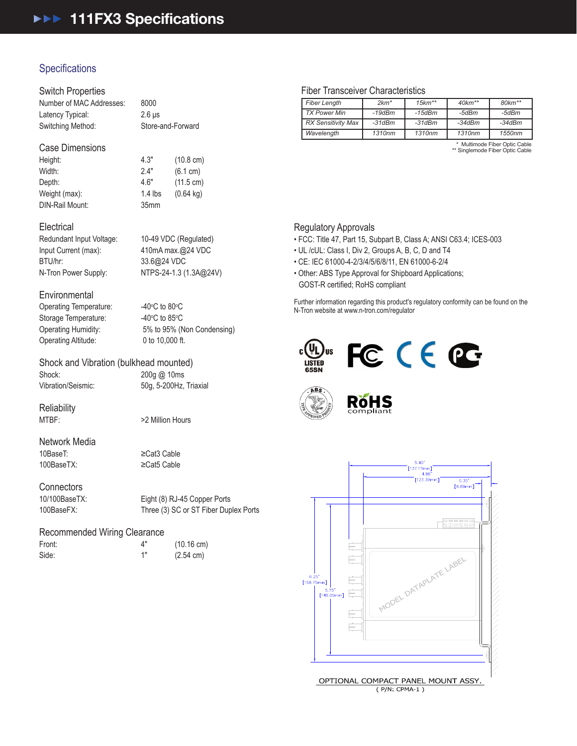# 111FX3 Specifications

## Specifications

### Switch Properties

| | |
|---|---|
| Number of MAC Addresses: | 8000 |
| Latency Typical: | 2.6 µs |
| Switching Method: | Store-and-Forward |

### Case Dimensions

| | | |
|---|---|---|
| Height: | 4.3" | (10.8 cm) |
| Width: | 2.4" | (6.1 cm) |
| Depth: | 4.6" | (11.5 cm) |
| Weight (max): | 1.4 lbs | (0.64 kg) |
| DIN-Rail Mount: | 35mm | |

### Electrical

| | |
|---|---|
| Redundant Input Voltage: | 10-49 VDC (Regulated) |
| Input Current (max): | 410mA max.@24 VDC |
| BTU/hr: | 33.6@24 VDC |
| N-Tron Power Supply: | NTPS-24-1.3 (1.3A@24V) |

### Environmental

| | |
|---|---|
| Operating Temperature: | -40°C to 80°C |
| Storage Temperature: | -40°C to 85°C |
| Operating Humidity: | 5% to 95% (Non Condensing) |
| Operating Altitude: | 0 to 10,000 ft. |

### Shock and Vibration (bulkhead mounted)

| | |
|---|---|
| Shock: | 200g @ 10ms |
| Vibration/Seismic: | 50g, 5-200Hz, Triaxial |

### Reliability

| | |
|---|---|
| MTBF: | >2 Million Hours |

### Network Media

| | |
|---|---|
| 10BaseT: | ≥Cat3 Cable |
| 100BaseTX: | ≥Cat5 Cable |

### Connectors

| | |
|---|---|
| 10/100BaseTX: | Eight (8) RJ-45 Copper Ports |
| 100BaseFX: | Three (3) SC or ST Fiber Duplex Ports |

### Recommended Wiring Clearance

| | | |
|---|---|---|
| Front: | 4" | (10.16 cm) |
| Side: | 1" | (2.54 cm) |

### Fiber Transceiver Characteristics

| Fiber Length | 2km* | 15km** | 40km** | 80km** |
|---|---|---|---|---|
| TX Power Min | -19dBm | -15dBm | -5dBm | -5dBm |
| RX Sensitivity Max | -31dBm | -31dBm | -34dBm | -34dBm |
| Wavelength | 1310nm | 1310nm | 1310nm | 1550nm |

\* Multimode Fiber Optic Cable
\*\* Singlemode Fiber Optic Cable

### Regulatory Approvals

- FCC: Title 47, Part 15, Subpart B, Class A; ANSI C63.4; ICES-003
- UL /cUL: Class I, Div 2, Groups A, B, C, D and T4
- CE: IEC 61000-4-2/3/4/5/6/8/11, EN 61000-6-2/4
- Other: ABS Type Approval for Shipboard Applications; GOST-R certified; RoHS compliant

Further information regarding this product's regulatory conformity can be found on the N-Tron website at www.n-tron.com/regulator

c UL us LISTED 65SN

ABS TYPE APPROVED PRODUCT

RoHS compliant

5.40" [137.17mm]

4.86" [123.39mm]

0.35" [8.89mm]

6.25" [158.75mm]

5.75" [146.05mm]

MODEL DATAPLATE LABEL

OPTIONAL COMPACT PANEL MOUNT ASSY.
( P/N: CPMA-1 )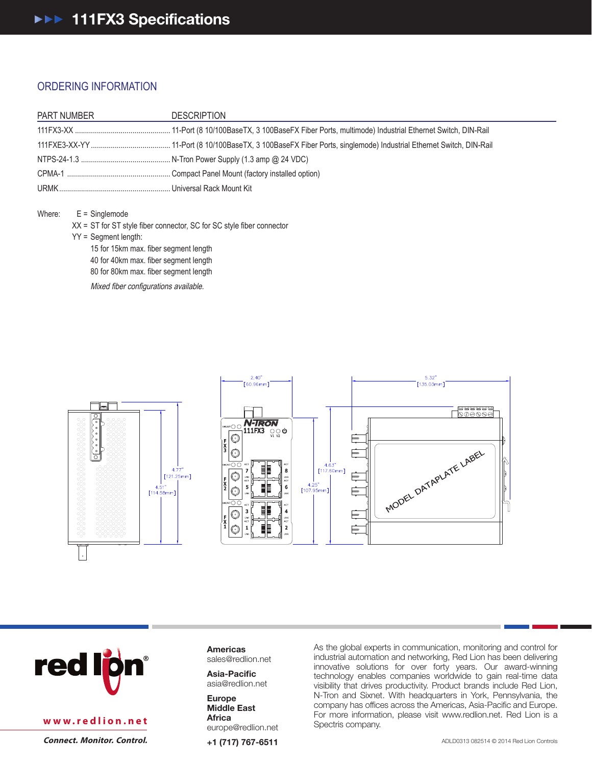# 111FX3 Specifications

## ORDERING INFORMATION

| PART NUMBER | DESCRIPTION |
|---|---|
| 111FX3-XX | 11-Port (8 10/100BaseTX, 3 100BaseFX Fiber Ports, multimode) Industrial Ethernet Switch, DIN-Rail |
| 111FXE3-XX-YY | 11-Port (8 10/100BaseTX, 3 100BaseFX Fiber Ports, singlemode) Industrial Ethernet Switch, DIN-Rail |
| NTPS-24-1.3 | N-Tron Power Supply (1.3 amp @ 24 VDC) |
| CPMA-1 | Compact Panel Mount (factory installed option) |
| URMK | Universal Rack Mount Kit |

Where: E = Singlemode

XX = ST for ST style fiber connector, SC for SC style fiber connector

YY = Segment length:

15 for 15km max. fiber segment length

40 for 40km max. fiber segment length

80 for 80km max. fiber segment length

*Mixed fiber configurations available.*

4.77" [121.25mm]

4.51" [114.58mm]

2.40" [60.96mm]

N-TRON 111FX3

4.63" [117.60mm]

4.25" [107.95mm]

5.32" [135.03mm]

MODEL DATAPLATE LABEL

**Americas**
sales@redlion.net

**Asia-Pacific**
asia@redlion.net

**Europe**
**Middle East**
**Africa**
europe@redlion.net

**+1 (717) 767-6511**

As the global experts in communication, monitoring and control for industrial automation and networking, Red Lion has been delivering innovative solutions for over forty years. Our award-winning technology enables companies worldwide to gain real-time data visibility that drives productivity. Product brands include Red Lion, N-Tron and Sixnet. With headquarters in York, Pennsylvania, the company has offices across the Americas, Asia-Pacific and Europe. For more information, please visit www.redlion.net. Red Lion is a Spectris company.

www.redlion.net

*Connect. Monitor. Control.*

ADLD0313 082514 © 2014 Red Lion Controls